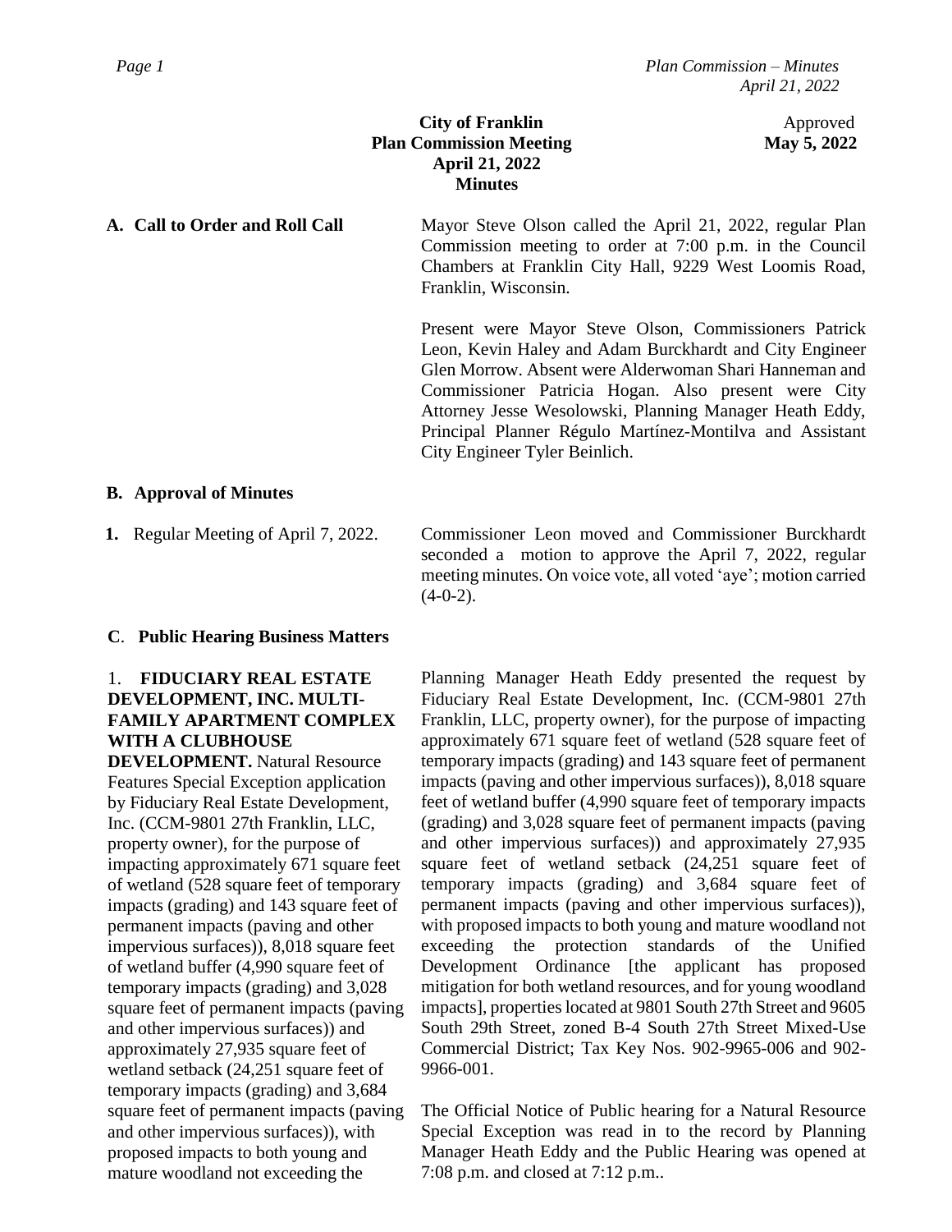**City of Franklin**
**Plan Commission Meeting**
**April 21, 2022**
**Minutes**

Approved
**May 5, 2022**

**A. Call to Order and Roll Call**

Mayor Steve Olson called the April 21, 2022, regular Plan Commission meeting to order at 7:00 p.m. in the Council Chambers at Franklin City Hall, 9229 West Loomis Road, Franklin, Wisconsin.

Present were Mayor Steve Olson, Commissioners Patrick Leon, Kevin Haley and Adam Burckhardt and City Engineer Glen Morrow. Absent were Alderwoman Shari Hanneman and Commissioner Patricia Hogan. Also present were City Attorney Jesse Wesolowski, Planning Manager Heath Eddy, Principal Planner Régulo Martínez-Montilva and Assistant City Engineer Tyler Beinlich.

**B. Approval of Minutes**

**1.** Regular Meeting of April 7, 2022.

Commissioner Leon moved and Commissioner Burckhardt seconded a motion to approve the April 7, 2022, regular meeting minutes. On voice vote, all voted 'aye'; motion carried (4-0-2).

**C. Public Hearing Business Matters**

1. **FIDUCIARY REAL ESTATE DEVELOPMENT, INC. MULTI-FAMILY APARTMENT COMPLEX WITH A CLUBHOUSE DEVELOPMENT.** Natural Resource Features Special Exception application by Fiduciary Real Estate Development, Inc. (CCM-9801 27th Franklin, LLC, property owner), for the purpose of impacting approximately 671 square feet of wetland (528 square feet of temporary impacts (grading) and 143 square feet of permanent impacts (paving and other impervious surfaces)), 8,018 square feet of wetland buffer (4,990 square feet of temporary impacts (grading) and 3,028 square feet of permanent impacts (paving and other impervious surfaces)) and approximately 27,935 square feet of wetland setback (24,251 square feet of temporary impacts (grading) and 3,684 square feet of permanent impacts (paving and other impervious surfaces)), with proposed impacts to both young and mature woodland not exceeding the

Planning Manager Heath Eddy presented the request by Fiduciary Real Estate Development, Inc. (CCM-9801 27th Franklin, LLC, property owner), for the purpose of impacting approximately 671 square feet of wetland (528 square feet of temporary impacts (grading) and 143 square feet of permanent impacts (paving and other impervious surfaces)), 8,018 square feet of wetland buffer (4,990 square feet of temporary impacts (grading) and 3,028 square feet of permanent impacts (paving and other impervious surfaces)) and approximately 27,935 square feet of wetland setback (24,251 square feet of temporary impacts (grading) and 3,684 square feet of permanent impacts (paving and other impervious surfaces)), with proposed impacts to both young and mature woodland not exceeding the protection standards of the Unified Development Ordinance [the applicant has proposed mitigation for both wetland resources, and for young woodland impacts], properties located at 9801 South 27th Street and 9605 South 29th Street, zoned B-4 South 27th Street Mixed-Use Commercial District; Tax Key Nos. 902-9965-006 and 902-9966-001.

The Official Notice of Public hearing for a Natural Resource Special Exception was read in to the record by Planning Manager Heath Eddy and the Public Hearing was opened at 7:08 p.m. and closed at 7:12 p.m..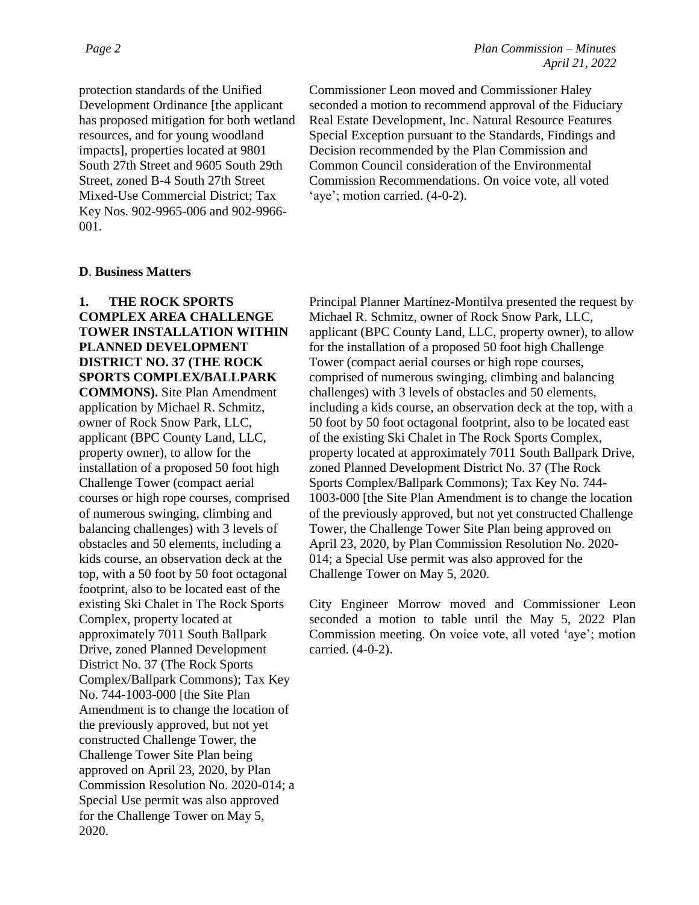protection standards of the Unified Development Ordinance [the applicant has proposed mitigation for both wetland resources, and for young woodland impacts], properties located at 9801 South 27th Street and 9605 South 29th Street, zoned B-4 South 27th Street Mixed-Use Commercial District; Tax Key Nos. 902-9965-006 and 902-9966-001.

Commissioner Leon moved and Commissioner Haley seconded a motion to recommend approval of the Fiduciary Real Estate Development, Inc. Natural Resource Features Special Exception pursuant to the Standards, Findings and Decision recommended by the Plan Commission and Common Council consideration of the Environmental Commission Recommendations. On voice vote, all voted 'aye'; motion carried. (4-0-2).

**D**. **Business Matters**

**1. THE ROCK SPORTS COMPLEX AREA CHALLENGE TOWER INSTALLATION WITHIN PLANNED DEVELOPMENT DISTRICT NO. 37 (THE ROCK SPORTS COMPLEX/BALLPARK COMMONS).** Site Plan Amendment application by Michael R. Schmitz, owner of Rock Snow Park, LLC, applicant (BPC County Land, LLC, property owner), to allow for the installation of a proposed 50 foot high Challenge Tower (compact aerial courses or high rope courses, comprised of numerous swinging, climbing and balancing challenges) with 3 levels of obstacles and 50 elements, including a kids course, an observation deck at the top, with a 50 foot by 50 foot octagonal footprint, also to be located east of the existing Ski Chalet in The Rock Sports Complex, property located at approximately 7011 South Ballpark Drive, zoned Planned Development District No. 37 (The Rock Sports Complex/Ballpark Commons); Tax Key No. 744-1003-000 [the Site Plan Amendment is to change the location of the previously approved, but not yet constructed Challenge Tower, the Challenge Tower Site Plan being approved on April 23, 2020, by Plan Commission Resolution No. 2020-014; a Special Use permit was also approved for the Challenge Tower on May 5, 2020.

Principal Planner Martínez-Montilva presented the request by Michael R. Schmitz, owner of Rock Snow Park, LLC, applicant (BPC County Land, LLC, property owner), to allow for the installation of a proposed 50 foot high Challenge Tower (compact aerial courses or high rope courses, comprised of numerous swinging, climbing and balancing challenges) with 3 levels of obstacles and 50 elements, including a kids course, an observation deck at the top, with a 50 foot by 50 foot octagonal footprint, also to be located east of the existing Ski Chalet in The Rock Sports Complex, property located at approximately 7011 South Ballpark Drive, zoned Planned Development District No. 37 (The Rock Sports Complex/Ballpark Commons); Tax Key No. 744-1003-000 [the Site Plan Amendment is to change the location of the previously approved, but not yet constructed Challenge Tower, the Challenge Tower Site Plan being approved on April 23, 2020, by Plan Commission Resolution No. 2020-014; a Special Use permit was also approved for the Challenge Tower on May 5, 2020.

City Engineer Morrow moved and Commissioner Leon seconded a motion to table until the May 5, 2022 Plan Commission meeting. On voice vote, all voted 'aye'; motion carried. (4-0-2).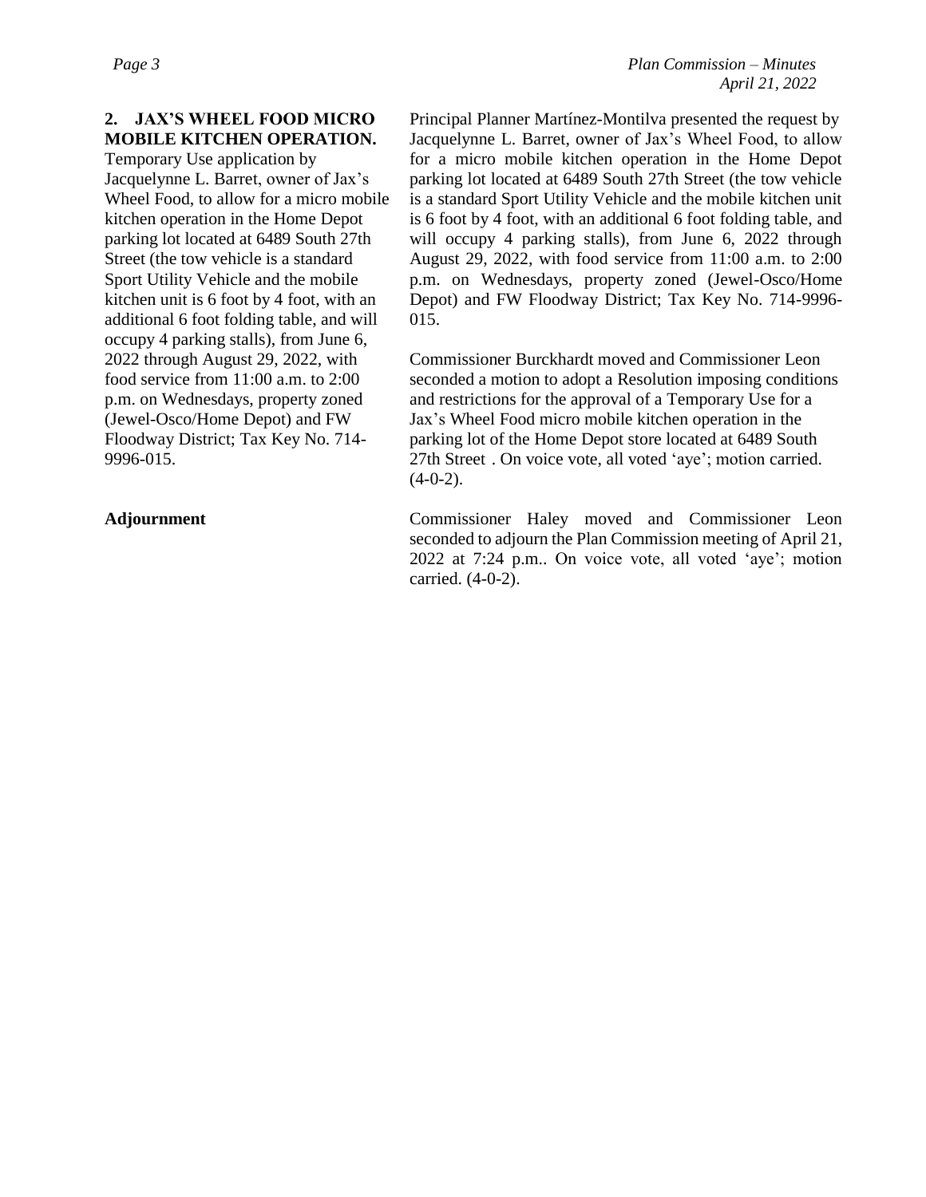**2. JAX'S WHEEL FOOD MICRO MOBILE KITCHEN OPERATION.**
Temporary Use application by Jacquelynne L. Barret, owner of Jax's Wheel Food, to allow for a micro mobile kitchen operation in the Home Depot parking lot located at 6489 South 27th Street (the tow vehicle is a standard Sport Utility Vehicle and the mobile kitchen unit is 6 foot by 4 foot, with an additional 6 foot folding table, and will occupy 4 parking stalls), from June 6, 2022 through August 29, 2022, with food service from 11:00 a.m. to 2:00 p.m. on Wednesdays, property zoned (Jewel-Osco/Home Depot) and FW Floodway District; Tax Key No. 714-9996-015.

Principal Planner Martínez-Montilva presented the request by Jacquelynne L. Barret, owner of Jax's Wheel Food, to allow for a micro mobile kitchen operation in the Home Depot parking lot located at 6489 South 27th Street (the tow vehicle is a standard Sport Utility Vehicle and the mobile kitchen unit is 6 foot by 4 foot, with an additional 6 foot folding table, and will occupy 4 parking stalls), from June 6, 2022 through August 29, 2022, with food service from 11:00 a.m. to 2:00 p.m. on Wednesdays, property zoned (Jewel-Osco/Home Depot) and FW Floodway District; Tax Key No. 714-9996-015.

Commissioner Burckhardt moved and Commissioner Leon seconded a motion to adopt a Resolution imposing conditions and restrictions for the approval of a Temporary Use for a Jax's Wheel Food micro mobile kitchen operation in the parking lot of the Home Depot store located at 6489 South 27th Street . On voice vote, all voted 'aye'; motion carried. (4-0-2).

**Adjournment**

Commissioner Haley moved and Commissioner Leon seconded to adjourn the Plan Commission meeting of April 21, 2022 at 7:24 p.m.. On voice vote, all voted 'aye'; motion carried. (4-0-2).